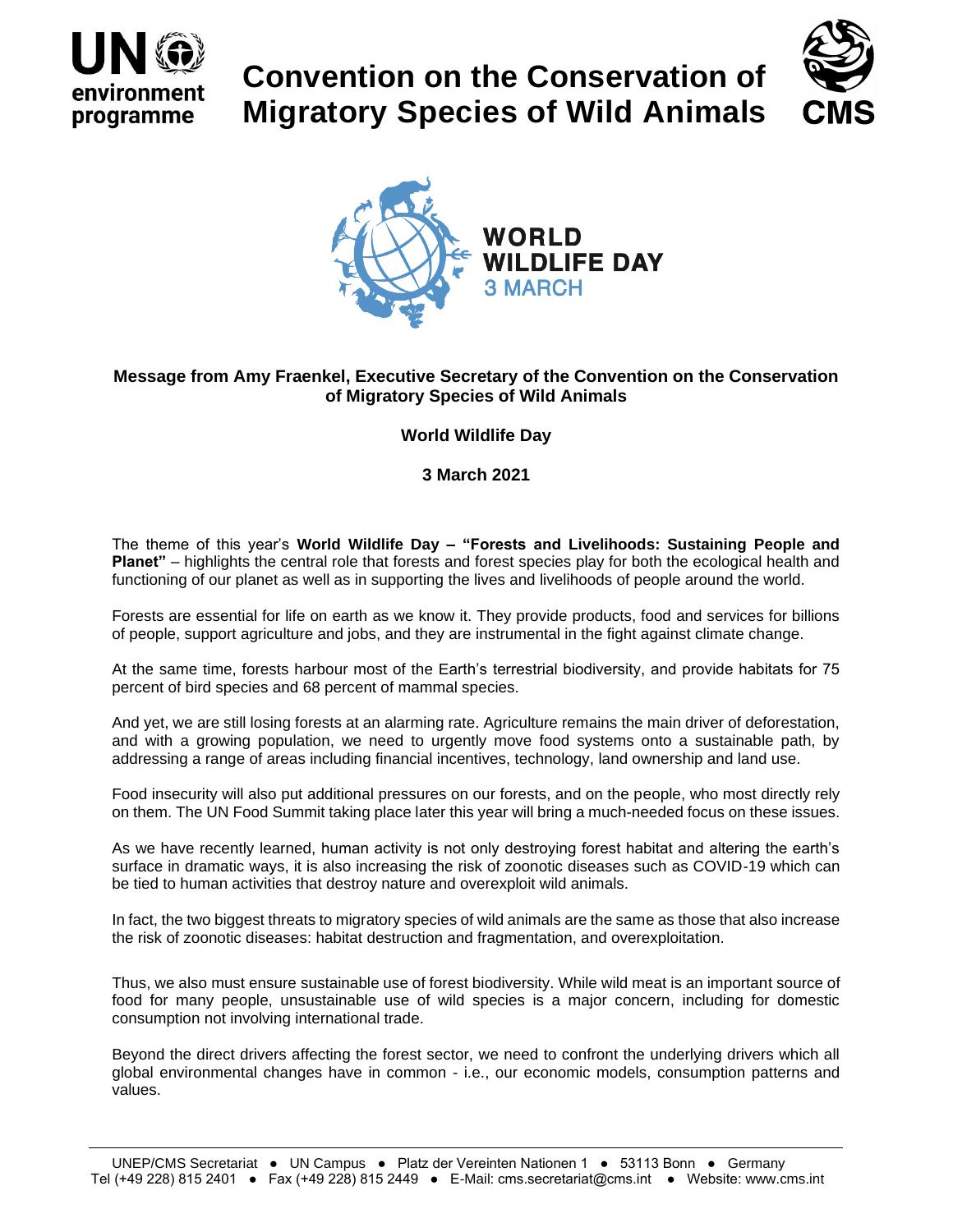# Convention on the Conservation of Migratory Species of Wild Animals

WORLD WILDLIFE DAY
3 MARCH

**Message from Amy Fraenkel, Executive Secretary of the Convention on the Conservation of Migratory Species of Wild Animals**

**World Wildlife Day**

**3 March 2021**

The theme of this year's **World Wildlife Day – "Forests and Livelihoods: Sustaining People and Planet"** – highlights the central role that forests and forest species play for both the ecological health and functioning of our planet as well as in supporting the lives and livelihoods of people around the world.

Forests are essential for life on earth as we know it. They provide products, food and services for billions of people, support agriculture and jobs, and they are instrumental in the fight against climate change.

At the same time, forests harbour most of the Earth's terrestrial biodiversity, and provide habitats for 75 percent of bird species and 68 percent of mammal species.

And yet, we are still losing forests at an alarming rate. Agriculture remains the main driver of deforestation, and with a growing population, we need to urgently move food systems onto a sustainable path, by addressing a range of areas including financial incentives, technology, land ownership and land use.

Food insecurity will also put additional pressures on our forests, and on the people, who most directly rely on them. The UN Food Summit taking place later this year will bring a much-needed focus on these issues.

As we have recently learned, human activity is not only destroying forest habitat and altering the earth's surface in dramatic ways, it is also increasing the risk of zoonotic diseases such as COVID-19 which can be tied to human activities that destroy nature and overexploit wild animals.

In fact, the two biggest threats to migratory species of wild animals are the same as those that also increase the risk of zoonotic diseases: habitat destruction and fragmentation, and overexploitation.

Thus, we also must ensure sustainable use of forest biodiversity. While wild meat is an important source of food for many people, unsustainable use of wild species is a major concern, including for domestic consumption not involving international trade.

Beyond the direct drivers affecting the forest sector, we need to confront the underlying drivers which all global environmental changes have in common - i.e., our economic models, consumption patterns and values.

UNEP/CMS Secretariat ● UN Campus ● Platz der Vereinten Nationen 1 ● 53113 Bonn ● Germany
Tel (+49 228) 815 2401 ● Fax (+49 228) 815 2449 ● E-Mail: cms.secretariat@cms.int ● Website: www.cms.int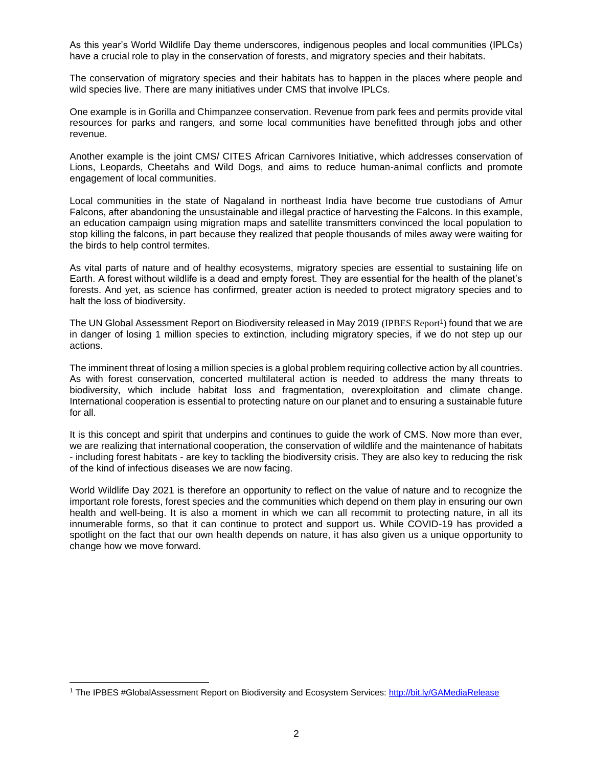As this year's World Wildlife Day theme underscores, indigenous peoples and local communities (IPLCs) have a crucial role to play in the conservation of forests, and migratory species and their habitats.

The conservation of migratory species and their habitats has to happen in the places where people and wild species live. There are many initiatives under CMS that involve IPLCs.

One example is in Gorilla and Chimpanzee conservation. Revenue from park fees and permits provide vital resources for parks and rangers, and some local communities have benefitted through jobs and other revenue.

Another example is the joint CMS/ CITES African Carnivores Initiative, which addresses conservation of Lions, Leopards, Cheetahs and Wild Dogs, and aims to reduce human-animal conflicts and promote engagement of local communities.

Local communities in the state of Nagaland in northeast India have become true custodians of Amur Falcons, after abandoning the unsustainable and illegal practice of harvesting the Falcons. In this example, an education campaign using migration maps and satellite transmitters convinced the local population to stop killing the falcons, in part because they realized that people thousands of miles away were waiting for the birds to help control termites.

As vital parts of nature and of healthy ecosystems, migratory species are essential to sustaining life on Earth. A forest without wildlife is a dead and empty forest. They are essential for the health of the planet's forests. And yet, as science has confirmed, greater action is needed to protect migratory species and to halt the loss of biodiversity.

The UN Global Assessment Report on Biodiversity released in May 2019 (IPBES Report[1]) found that we are in danger of losing 1 million species to extinction, including migratory species, if we do not step up our actions.

The imminent threat of losing a million species is a global problem requiring collective action by all countries. As with forest conservation, concerted multilateral action is needed to address the many threats to biodiversity, which include habitat loss and fragmentation, overexploitation and climate change. International cooperation is essential to protecting nature on our planet and to ensuring a sustainable future for all.

It is this concept and spirit that underpins and continues to guide the work of CMS. Now more than ever, we are realizing that international cooperation, the conservation of wildlife and the maintenance of habitats - including forest habitats - are key to tackling the biodiversity crisis. They are also key to reducing the risk of the kind of infectious diseases we are now facing.

World Wildlife Day 2021 is therefore an opportunity to reflect on the value of nature and to recognize the important role forests, forest species and the communities which depend on them play in ensuring our own health and well-being. It is also a moment in which we can all recommit to protecting nature, in all its innumerable forms, so that it can continue to protect and support us. While COVID-19 has provided a spotlight on the fact that our own health depends on nature, it has also given us a unique opportunity to change how we move forward.

---

[1] The IPBES #GlobalAssessment Report on Biodiversity and Ecosystem Services: http://bit.ly/GAMediaRelease